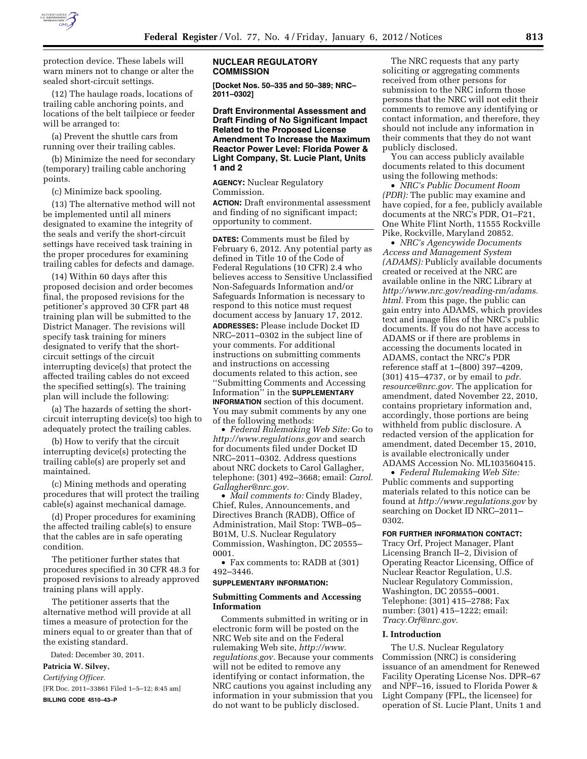protection device. These labels will warn miners not to change or alter the sealed short-circuit settings.

(12) The haulage roads, locations of trailing cable anchoring points, and locations of the belt tailpiece or feeder will be arranged to:

(a) Prevent the shuttle cars from running over their trailing cables.

(b) Minimize the need for secondary (temporary) trailing cable anchoring points.

(c) Minimize back spooling.

(13) The alternative method will not be implemented until all miners designated to examine the integrity of the seals and verify the short-circuit settings have received task training in the proper procedures for examining trailing cables for defects and damage.

(14) Within 60 days after this proposed decision and order becomes final, the proposed revisions for the petitioner's approved 30 CFR part 48 training plan will be submitted to the District Manager. The revisions will specify task training for miners designated to verify that the short-circuit settings of the circuit interrupting device(s) that protect the affected trailing cables do not exceed the specified setting(s). The training plan will include the following:

(a) The hazards of setting the short-circuit interrupting device(s) too high to adequately protect the trailing cables.

(b) How to verify that the circuit interrupting device(s) protecting the trailing cable(s) are properly set and maintained.

(c) Mining methods and operating procedures that will protect the trailing cable(s) against mechanical damage.

(d) Proper procedures for examining the affected trailing cable(s) to ensure that the cables are in safe operating condition.

The petitioner further states that procedures specified in 30 CFR 48.3 for proposed revisions to already approved training plans will apply.

The petitioner asserts that the alternative method will provide at all times a measure of protection for the miners equal to or greater than that of the existing standard.

Dated: December 30, 2011.

**Patricia W. Silvey,**

*Certifying Officer.*

[FR Doc. 2011–33861 Filed 1–5–12; 8:45 am]

**BILLING CODE 4510–43–P**

## NUCLEAR REGULATORY COMMISSION

**[Docket Nos. 50–335 and 50–389; NRC–2011–0302]**

### Draft Environmental Assessment and Draft Finding of No Significant Impact Related to the Proposed License Amendment To Increase the Maximum Reactor Power Level: Florida Power & Light Company, St. Lucie Plant, Units 1 and 2

**AGENCY:** Nuclear Regulatory Commission.

**ACTION:** Draft environmental assessment and finding of no significant impact; opportunity to comment.

**DATES:** Comments must be filed by February 6, 2012. Any potential party as defined in Title 10 of the Code of Federal Regulations (10 CFR) 2.4 who believes access to Sensitive Unclassified Non-Safeguards Information and/or Safeguards Information is necessary to respond to this notice must request document access by January 17, 2012.

**ADDRESSES:** Please include Docket ID NRC–2011–0302 in the subject line of your comments. For additional instructions on submitting comments and instructions on accessing documents related to this action, see ''Submitting Comments and Accessing Information'' in the **SUPPLEMENTARY INFORMATION** section of this document. You may submit comments by any one of the following methods:

- *Federal Rulemaking Web Site:* Go to *http://www.regulations.gov* and search for documents filed under Docket ID NRC–2011–0302. Address questions about NRC dockets to Carol Gallagher, telephone: (301) 492–3668; email: *Carol.Gallagher@nrc.gov.*
- *Mail comments to:* Cindy Bladey, Chief, Rules, Announcements, and Directives Branch (RADB), Office of Administration, Mail Stop: TWB–05–B01M, U.S. Nuclear Regulatory Commission, Washington, DC 20555–0001.
- Fax comments to: RADB at (301) 492–3446.

**SUPPLEMENTARY INFORMATION:**

**Submitting Comments and Accessing Information**

Comments submitted in writing or in electronic form will be posted on the NRC Web site and on the Federal rulemaking Web site, *http://www.regulations.gov.* Because your comments will not be edited to remove any identifying or contact information, the NRC cautions you against including any information in your submission that you do not want to be publicly disclosed.

The NRC requests that any party soliciting or aggregating comments received from other persons for submission to the NRC inform those persons that the NRC will not edit their comments to remove any identifying or contact information, and therefore, they should not include any information in their comments that they do not want publicly disclosed.

You can access publicly available documents related to this document using the following methods:

- *NRC's Public Document Room (PDR):* The public may examine and have copied, for a fee, publicly available documents at the NRC's PDR, O1–F21, One White Flint North, 11555 Rockville Pike, Rockville, Maryland 20852.
- *NRC's Agencywide Documents Access and Management System (ADAMS):* Publicly available documents created or received at the NRC are available online in the NRC Library at *http://www.nrc.gov/reading-rm/adams.html.* From this page, the public can gain entry into ADAMS, which provides text and image files of the NRC's public documents. If you do not have access to ADAMS or if there are problems in accessing the documents located in ADAMS, contact the NRC's PDR reference staff at 1–(800) 397–4209, (301) 415–4737, or by email to *pdr.resource@nrc.gov.* The application for amendment, dated November 22, 2010, contains proprietary information and, accordingly, those portions are being withheld from public disclosure. A redacted version of the application for amendment, dated December 15, 2010, is available electronically under ADAMS Accession No. ML103560415.
- *Federal Rulemaking Web Site:* Public comments and supporting materials related to this notice can be found at *http://www.regulations.gov* by searching on Docket ID NRC–2011–0302.

**FOR FURTHER INFORMATION CONTACT:** Tracy Orf, Project Manager, Plant Licensing Branch II–2, Division of Operating Reactor Licensing, Office of Nuclear Reactor Regulation, U.S. Nuclear Regulatory Commission, Washington, DC 20555–0001. Telephone: (301) 415–2788; Fax number: (301) 415–1222; email: *Tracy.Orf@nrc.gov.*

**I. Introduction**

The U.S. Nuclear Regulatory Commission (NRC) is considering issuance of an amendment for Renewed Facility Operating License Nos. DPR–67 and NPF–16, issued to Florida Power & Light Company (FPL, the licensee) for operation of St. Lucie Plant, Units 1 and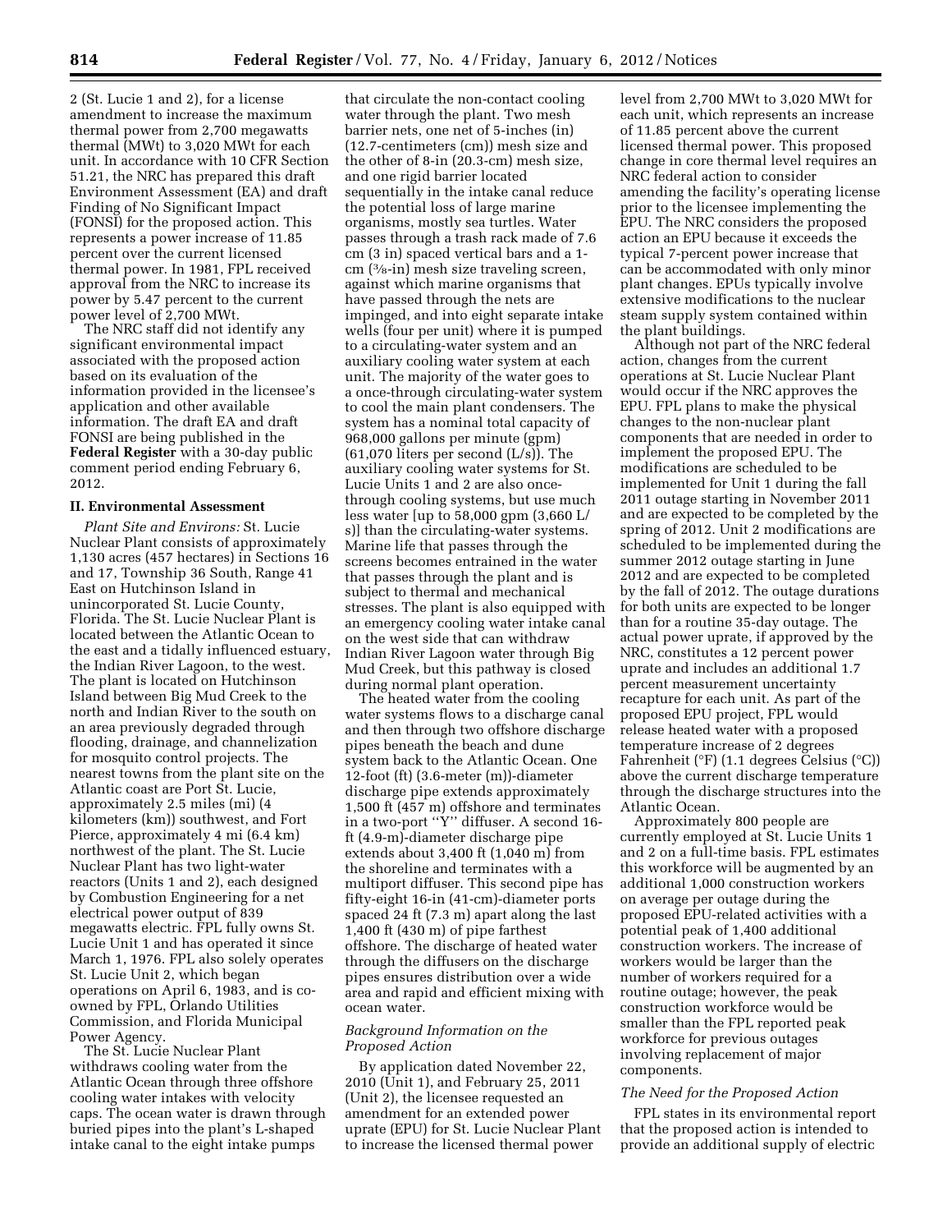2 (St. Lucie 1 and 2), for a license amendment to increase the maximum thermal power from 2,700 megawatts thermal (MWt) to 3,020 MWt for each unit. In accordance with 10 CFR Section 51.21, the NRC has prepared this draft Environment Assessment (EA) and draft Finding of No Significant Impact (FONSI) for the proposed action. This represents a power increase of 11.85 percent over the current licensed thermal power. In 1981, FPL received approval from the NRC to increase its power by 5.47 percent to the current power level of 2,700 MWt.

The NRC staff did not identify any significant environmental impact associated with the proposed action based on its evaluation of the information provided in the licensee's application and other available information. The draft EA and draft FONSI are being published in the **Federal Register** with a 30-day public comment period ending February 6, 2012.

## II. Environmental Assessment

*Plant Site and Environs:* St. Lucie Nuclear Plant consists of approximately 1,130 acres (457 hectares) in Sections 16 and 17, Township 36 South, Range 41 East on Hutchinson Island in unincorporated St. Lucie County, Florida. The St. Lucie Nuclear Plant is located between the Atlantic Ocean to the east and a tidally influenced estuary, the Indian River Lagoon, to the west. The plant is located on Hutchinson Island between Big Mud Creek to the north and Indian River to the south on an area previously degraded through flooding, drainage, and channelization for mosquito control projects. The nearest towns from the plant site on the Atlantic coast are Port St. Lucie, approximately 2.5 miles (mi) (4 kilometers (km)) southwest, and Fort Pierce, approximately 4 mi (6.4 km) northwest of the plant. The St. Lucie Nuclear Plant has two light-water reactors (Units 1 and 2), each designed by Combustion Engineering for a net electrical power output of 839 megawatts electric. FPL fully owns St. Lucie Unit 1 and has operated it since March 1, 1976. FPL also solely operates St. Lucie Unit 2, which began operations on April 6, 1983, and is co-owned by FPL, Orlando Utilities Commission, and Florida Municipal Power Agency.

The St. Lucie Nuclear Plant withdraws cooling water from the Atlantic Ocean through three offshore cooling water intakes with velocity caps. The ocean water is drawn through buried pipes into the plant's L-shaped intake canal to the eight intake pumps that circulate the non-contact cooling water through the plant. Two mesh barrier nets, one net of 5-inches (in) (12.7-centimeters (cm)) mesh size and the other of 8-in (20.3-cm) mesh size, and one rigid barrier located sequentially in the intake canal reduce the potential loss of large marine organisms, mostly sea turtles. Water passes through a trash rack made of 7.6 cm (3 in) spaced vertical bars and a 1-cm (3⁄8-in) mesh size traveling screen, against which marine organisms that have passed through the nets are impinged, and into eight separate intake wells (four per unit) where it is pumped to a circulating-water system and an auxiliary cooling water system at each unit. The majority of the water goes to a once-through circulating-water system to cool the main plant condensers. The system has a nominal total capacity of 968,000 gallons per minute (gpm) (61,070 liters per second (L/s)). The auxiliary cooling water systems for St. Lucie Units 1 and 2 are also once-through cooling systems, but use much less water [up to 58,000 gpm (3,660 L/s)] than the circulating-water systems. Marine life that passes through the screens becomes entrained in the water that passes through the plant and is subject to thermal and mechanical stresses. The plant is also equipped with an emergency cooling water intake canal on the west side that can withdraw Indian River Lagoon water through Big Mud Creek, but this pathway is closed during normal plant operation.

The heated water from the cooling water systems flows to a discharge canal and then through two offshore discharge pipes beneath the beach and dune system back to the Atlantic Ocean. One 12-foot (ft) (3.6-meter (m))-diameter discharge pipe extends approximately 1,500 ft (457 m) offshore and terminates in a two-port "Y" diffuser. A second 16-ft (4.9-m)-diameter discharge pipe extends about 3,400 ft (1,040 m) from the shoreline and terminates with a multiport diffuser. This second pipe has fifty-eight 16-in (41-cm)-diameter ports spaced 24 ft (7.3 m) apart along the last 1,400 ft (430 m) of pipe farthest offshore. The discharge of heated water through the diffusers on the discharge pipes ensures distribution over a wide area and rapid and efficient mixing with ocean water.

### *Background Information on the Proposed Action*

By application dated November 22, 2010 (Unit 1), and February 25, 2011 (Unit 2), the licensee requested an amendment for an extended power uprate (EPU) for St. Lucie Nuclear Plant to increase the licensed thermal power level from 2,700 MWt to 3,020 MWt for each unit, which represents an increase of 11.85 percent above the current licensed thermal power. This proposed change in core thermal level requires an NRC federal action to consider amending the facility's operating license prior to the licensee implementing the EPU. The NRC considers the proposed action an EPU because it exceeds the typical 7-percent power increase that can be accommodated with only minor plant changes. EPUs typically involve extensive modifications to the nuclear steam supply system contained within the plant buildings.

Although not part of the NRC federal action, changes from the current operations at St. Lucie Nuclear Plant would occur if the NRC approves the EPU. FPL plans to make the physical changes to the non-nuclear plant components that are needed in order to implement the proposed EPU. The modifications are scheduled to be implemented for Unit 1 during the fall 2011 outage starting in November 2011 and are expected to be completed by the spring of 2012. Unit 2 modifications are scheduled to be implemented during the summer 2012 outage starting in June 2012 and are expected to be completed by the fall of 2012. The outage durations for both units are expected to be longer than for a routine 35-day outage. The actual power uprate, if approved by the NRC, constitutes a 12 percent power uprate and includes an additional 1.7 percent measurement uncertainty recapture for each unit. As part of the proposed EPU project, FPL would release heated water with a proposed temperature increase of 2 degrees Fahrenheit (°F) (1.1 degrees Celsius (°C)) above the current discharge temperature through the discharge structures into the Atlantic Ocean.

Approximately 800 people are currently employed at St. Lucie Units 1 and 2 on a full-time basis. FPL estimates this workforce will be augmented by an additional 1,000 construction workers on average per outage during the proposed EPU-related activities with a potential peak of 1,400 additional construction workers. The increase of workers would be larger than the number of workers required for a routine outage; however, the peak construction workforce would be smaller than the FPL reported peak workforce for previous outages involving replacement of major components.

### *The Need for the Proposed Action*

FPL states in its environmental report that the proposed action is intended to provide an additional supply of electric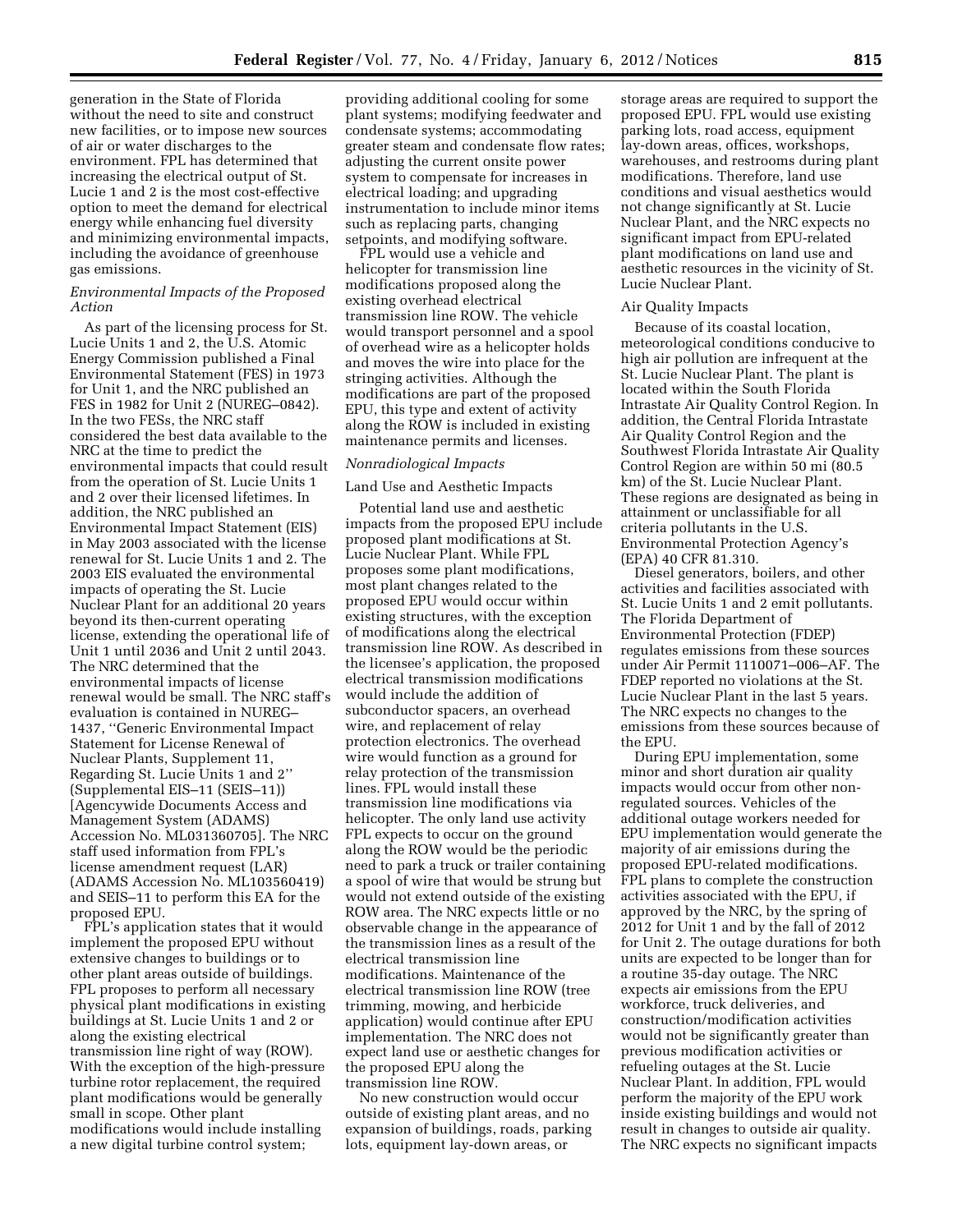generation in the State of Florida without the need to site and construct new facilities, or to impose new sources of air or water discharges to the environment. FPL has determined that increasing the electrical output of St. Lucie 1 and 2 is the most cost-effective option to meet the demand for electrical energy while enhancing fuel diversity and minimizing environmental impacts, including the avoidance of greenhouse gas emissions.

*Environmental Impacts of the Proposed Action*

As part of the licensing process for St. Lucie Units 1 and 2, the U.S. Atomic Energy Commission published a Final Environmental Statement (FES) in 1973 for Unit 1, and the NRC published an FES in 1982 for Unit 2 (NUREG–0842). In the two FESs, the NRC staff considered the best data available to the NRC at the time to predict the environmental impacts that could result from the operation of St. Lucie Units 1 and 2 over their licensed lifetimes. In addition, the NRC published an Environmental Impact Statement (EIS) in May 2003 associated with the license renewal for St. Lucie Units 1 and 2. The 2003 EIS evaluated the environmental impacts of operating the St. Lucie Nuclear Plant for an additional 20 years beyond its then-current operating license, extending the operational life of Unit 1 until 2036 and Unit 2 until 2043. The NRC determined that the environmental impacts of license renewal would be small. The NRC staff's evaluation is contained in NUREG–1437, ''Generic Environmental Impact Statement for License Renewal of Nuclear Plants, Supplement 11, Regarding St. Lucie Units 1 and 2'' (Supplemental EIS–11 (SEIS–11)) [Agencywide Documents Access and Management System (ADAMS) Accession No. ML031360705]. The NRC staff used information from FPL's license amendment request (LAR) (ADAMS Accession No. ML103560419) and SEIS–11 to perform this EA for the proposed EPU.

FPL's application states that it would implement the proposed EPU without extensive changes to buildings or to other plant areas outside of buildings. FPL proposes to perform all necessary physical plant modifications in existing buildings at St. Lucie Units 1 and 2 or along the existing electrical transmission line right of way (ROW). With the exception of the high-pressure turbine rotor replacement, the required plant modifications would be generally small in scope. Other plant modifications would include installing a new digital turbine control system; providing additional cooling for some plant systems; modifying feedwater and condensate systems; accommodating greater steam and condensate flow rates; adjusting the current onsite power system to compensate for increases in electrical loading; and upgrading instrumentation to include minor items such as replacing parts, changing setpoints, and modifying software.

FPL would use a vehicle and helicopter for transmission line modifications proposed along the existing overhead electrical transmission line ROW. The vehicle would transport personnel and a spool of overhead wire as a helicopter holds and moves the wire into place for the stringing activities. Although the modifications are part of the proposed EPU, this type and extent of activity along the ROW is included in existing maintenance permits and licenses.

*Nonradiological Impacts*

Land Use and Aesthetic Impacts

Potential land use and aesthetic impacts from the proposed EPU include proposed plant modifications at St. Lucie Nuclear Plant. While FPL proposes some plant modifications, most plant changes related to the proposed EPU would occur within existing structures, with the exception of modifications along the electrical transmission line ROW. As described in the licensee's application, the proposed electrical transmission modifications would include the addition of subconductor spacers, an overhead wire, and replacement of relay protection electronics. The overhead wire would function as a ground for relay protection of the transmission lines. FPL would install these transmission line modifications via helicopter. The only land use activity FPL expects to occur on the ground along the ROW would be the periodic need to park a truck or trailer containing a spool of wire that would be strung but would not extend outside of the existing ROW area. The NRC expects little or no observable change in the appearance of the transmission lines as a result of the electrical transmission line modifications. Maintenance of the electrical transmission line ROW (tree trimming, mowing, and herbicide application) would continue after EPU implementation. The NRC does not expect land use or aesthetic changes for the proposed EPU along the transmission line ROW.

No new construction would occur outside of existing plant areas, and no expansion of buildings, roads, parking lots, equipment lay-down areas, or storage areas are required to support the proposed EPU. FPL would use existing parking lots, road access, equipment lay-down areas, offices, workshops, warehouses, and restrooms during plant modifications. Therefore, land use conditions and visual aesthetics would not change significantly at St. Lucie Nuclear Plant, and the NRC expects no significant impact from EPU-related plant modifications on land use and aesthetic resources in the vicinity of St. Lucie Nuclear Plant.

Air Quality Impacts

Because of its coastal location, meteorological conditions conducive to high air pollution are infrequent at the St. Lucie Nuclear Plant. The plant is located within the South Florida Intrastate Air Quality Control Region. In addition, the Central Florida Intrastate Air Quality Control Region and the Southwest Florida Intrastate Air Quality Control Region are within 50 mi (80.5 km) of the St. Lucie Nuclear Plant. These regions are designated as being in attainment or unclassifiable for all criteria pollutants in the U.S. Environmental Protection Agency's (EPA) 40 CFR 81.310.

Diesel generators, boilers, and other activities and facilities associated with St. Lucie Units 1 and 2 emit pollutants. The Florida Department of Environmental Protection (FDEP) regulates emissions from these sources under Air Permit 1110071–006–AF. The FDEP reported no violations at the St. Lucie Nuclear Plant in the last 5 years. The NRC expects no changes to the emissions from these sources because of the EPU.

During EPU implementation, some minor and short duration air quality impacts would occur from other non-regulated sources. Vehicles of the additional outage workers needed for EPU implementation would generate the majority of air emissions during the proposed EPU-related modifications. FPL plans to complete the construction activities associated with the EPU, if approved by the NRC, by the spring of 2012 for Unit 1 and by the fall of 2012 for Unit 2. The outage durations for both units are expected to be longer than for a routine 35-day outage. The NRC expects air emissions from the EPU workforce, truck deliveries, and construction/modification activities would not be significantly greater than previous modification activities or refueling outages at the St. Lucie Nuclear Plant. In addition, FPL would perform the majority of the EPU work inside existing buildings and would not result in changes to outside air quality. The NRC expects no significant impacts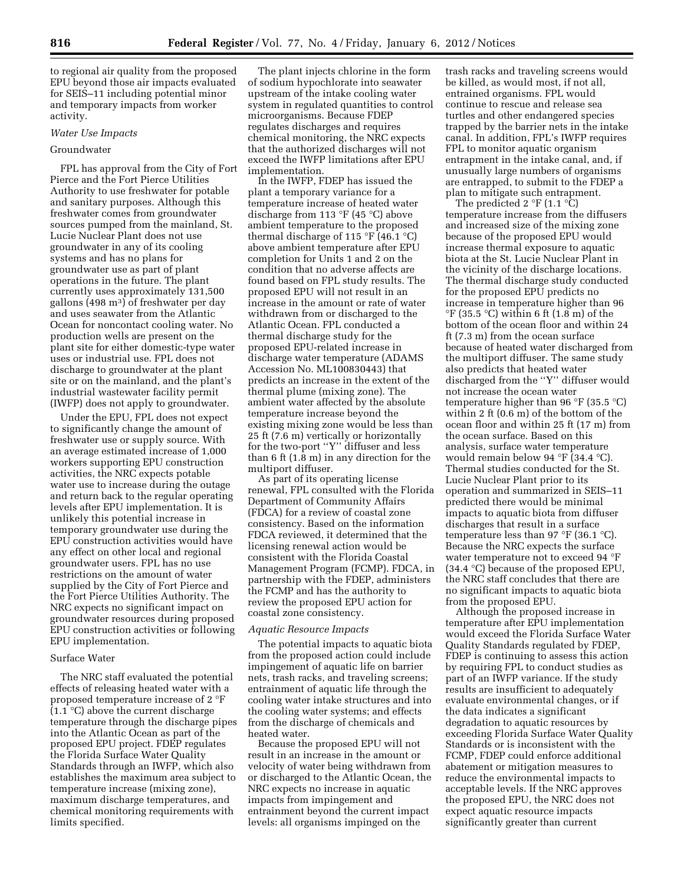to regional air quality from the proposed EPU beyond those air impacts evaluated for SEIS–11 including potential minor and temporary impacts from worker activity.

*Water Use Impacts*

Groundwater

FPL has approval from the City of Fort Pierce and the Fort Pierce Utilities Authority to use freshwater for potable and sanitary purposes. Although this freshwater comes from groundwater sources pumped from the mainland, St. Lucie Nuclear Plant does not use groundwater in any of its cooling systems and has no plans for groundwater use as part of plant operations in the future. The plant currently uses approximately 131,500 gallons (498 $m^3$) of freshwater per day and uses seawater from the Atlantic Ocean for noncontact cooling water. No production wells are present on the plant site for either domestic-type water uses or industrial use. FPL does not discharge to groundwater at the plant site or on the mainland, and the plant's industrial wastewater facility permit (IWFP) does not apply to groundwater.

Under the EPU, FPL does not expect to significantly change the amount of freshwater use or supply source. With an average estimated increase of 1,000 workers supporting EPU construction activities, the NRC expects potable water use to increase during the outage and return back to the regular operating levels after EPU implementation. It is unlikely this potential increase in temporary groundwater use during the EPU construction activities would have any effect on other local and regional groundwater users. FPL has no use restrictions on the amount of water supplied by the City of Fort Pierce and the Fort Pierce Utilities Authority. The NRC expects no significant impact on groundwater resources during proposed EPU construction activities or following EPU implementation.

Surface Water

The NRC staff evaluated the potential effects of releasing heated water with a proposed temperature increase of 2 °F (1.1 °C) above the current discharge temperature through the discharge pipes into the Atlantic Ocean as part of the proposed EPU project. FDEP regulates the Florida Surface Water Quality Standards through an IWFP, which also establishes the maximum area subject to temperature increase (mixing zone), maximum discharge temperatures, and chemical monitoring requirements with limits specified.

The plant injects chlorine in the form of sodium hypochlorate into seawater upstream of the intake cooling water system in regulated quantities to control microorganisms. Because FDEP regulates discharges and requires chemical monitoring, the NRC expects that the authorized discharges will not exceed the IWFP limitations after EPU implementation.

In the IWFP, FDEP has issued the plant a temporary variance for a temperature increase of heated water discharge from 113 °F (45 °C) above ambient temperature to the proposed thermal discharge of 115 °F (46.1 °C) above ambient temperature after EPU completion for Units 1 and 2 on the condition that no adverse affects are found based on FPL study results. The proposed EPU will not result in an increase in the amount or rate of water withdrawn from or discharged to the Atlantic Ocean. FPL conducted a thermal discharge study for the proposed EPU-related increase in discharge water temperature (ADAMS Accession No. ML100830443) that predicts an increase in the extent of the thermal plume (mixing zone). The ambient water affected by the absolute temperature increase beyond the existing mixing zone would be less than 25 ft (7.6 m) vertically or horizontally for the two-port ''Y'' diffuser and less than 6 ft (1.8 m) in any direction for the multiport diffuser.

As part of its operating license renewal, FPL consulted with the Florida Department of Community Affairs (FDCA) for a review of coastal zone consistency. Based on the information FDCA reviewed, it determined that the licensing renewal action would be consistent with the Florida Coastal Management Program (FCMP). FDCA, in partnership with the FDEP, administers the FCMP and has the authority to review the proposed EPU action for coastal zone consistency.

*Aquatic Resource Impacts*

The potential impacts to aquatic biota from the proposed action could include impingement of aquatic life on barrier nets, trash racks, and traveling screens; entrainment of aquatic life through the cooling water intake structures and into the cooling water systems; and effects from the discharge of chemicals and heated water.

Because the proposed EPU will not result in an increase in the amount or velocity of water being withdrawn from or discharged to the Atlantic Ocean, the NRC expects no increase in aquatic impacts from impingement and entrainment beyond the current impact levels: all organisms impinged on the trash racks and traveling screens would be killed, as would most, if not all, entrained organisms. FPL would continue to rescue and release sea turtles and other endangered species trapped by the barrier nets in the intake canal. In addition, FPL's IWFP requires FPL to monitor aquatic organism entrapment in the intake canal, and, if unusually large numbers of organisms are entrapped, to submit to the FDEP a plan to mitigate such entrapment.

The predicted 2 °F (1.1 °C) temperature increase from the diffusers and increased size of the mixing zone because of the proposed EPU would increase thermal exposure to aquatic biota at the St. Lucie Nuclear Plant in the vicinity of the discharge locations. The thermal discharge study conducted for the proposed EPU predicts no increase in temperature higher than 96 °F (35.5 °C) within 6 ft (1.8 m) of the bottom of the ocean floor and within 24 ft (7.3 m) from the ocean surface because of heated water discharged from the multiport diffuser. The same study also predicts that heated water discharged from the ''Y'' diffuser would not increase the ocean water temperature higher than 96 °F (35.5 °C) within 2 ft (0.6 m) of the bottom of the ocean floor and within 25 ft (17 m) from the ocean surface. Based on this analysis, surface water temperature would remain below 94 °F (34.4 °C). Thermal studies conducted for the St. Lucie Nuclear Plant prior to its operation and summarized in SEIS–11 predicted there would be minimal impacts to aquatic biota from diffuser discharges that result in a surface temperature less than 97 °F (36.1 °C). Because the NRC expects the surface water temperature not to exceed 94 °F (34.4 °C) because of the proposed EPU, the NRC staff concludes that there are no significant impacts to aquatic biota from the proposed EPU.

Although the proposed increase in temperature after EPU implementation would exceed the Florida Surface Water Quality Standards regulated by FDEP, FDEP is continuing to assess this action by requiring FPL to conduct studies as part of an IWFP variance. If the study results are insufficient to adequately evaluate environmental changes, or if the data indicates a significant degradation to aquatic resources by exceeding Florida Surface Water Quality Standards or is inconsistent with the FCMP, FDEP could enforce additional abatement or mitigation measures to reduce the environmental impacts to acceptable levels. If the NRC approves the proposed EPU, the NRC does not expect aquatic resource impacts significantly greater than current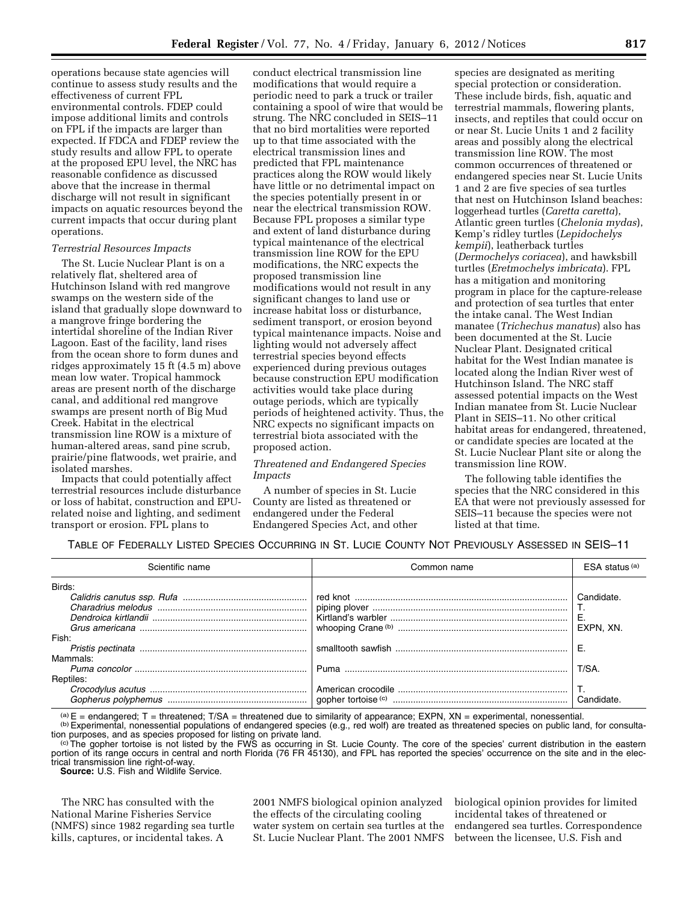operations because state agencies will continue to assess study results and the effectiveness of current FPL environmental controls. FDEP could impose additional limits and controls on FPL if the impacts are larger than expected. If FDCA and FDEP review the study results and allow FPL to operate at the proposed EPU level, the NRC has reasonable confidence as discussed above that the increase in thermal discharge will not result in significant impacts on aquatic resources beyond the current impacts that occur during plant operations.

*Terrestrial Resources Impacts*

The St. Lucie Nuclear Plant is on a relatively flat, sheltered area of Hutchinson Island with red mangrove swamps on the western side of the island that gradually slope downward to a mangrove fringe bordering the intertidal shoreline of the Indian River Lagoon. East of the facility, land rises from the ocean shore to form dunes and ridges approximately 15 ft (4.5 m) above mean low water. Tropical hammock areas are present north of the discharge canal, and additional red mangrove swamps are present north of Big Mud Creek. Habitat in the electrical transmission line ROW is a mixture of human-altered areas, sand pine scrub, prairie/pine flatwoods, wet prairie, and isolated marshes.

Impacts that could potentially affect terrestrial resources include disturbance or loss of habitat, construction and EPU-related noise and lighting, and sediment transport or erosion. FPL plans to conduct electrical transmission line modifications that would require a periodic need to park a truck or trailer containing a spool of wire that would be strung. The NRC concluded in SEIS–11 that no bird mortalities were reported up to that time associated with the electrical transmission lines and predicted that FPL maintenance practices along the ROW would likely have little or no detrimental impact on the species potentially present in or near the electrical transmission ROW. Because FPL proposes a similar type and extent of land disturbance during typical maintenance of the electrical transmission line ROW for the EPU modifications, the NRC expects the proposed transmission line modifications would not result in any significant changes to land use or increase habitat loss or disturbance, sediment transport, or erosion beyond typical maintenance impacts. Noise and lighting would not adversely affect terrestrial species beyond effects experienced during previous outages because construction EPU modification activities would take place during outage periods, which are typically periods of heightened activity. Thus, the NRC expects no significant impacts on terrestrial biota associated with the proposed action.

*Threatened and Endangered Species Impacts*

A number of species in St. Lucie County are listed as threatened or endangered under the Federal Endangered Species Act, and other species are designated as meriting special protection or consideration. These include birds, fish, aquatic and terrestrial mammals, flowering plants, insects, and reptiles that could occur on or near St. Lucie Units 1 and 2 facility areas and possibly along the electrical transmission line ROW. The most common occurrences of threatened or endangered species near St. Lucie Units 1 and 2 are five species of sea turtles that nest on Hutchinson Island beaches: loggerhead turtles (*Caretta caretta*), Atlantic green turtles (*Chelonia mydas*), Kemp's ridley turtles (*Lepidochelys kempii*), leatherback turtles (*Dermochelys coriacea*), and hawksbill turtles (*Eretmochelys imbricata*). FPL has a mitigation and monitoring program in place for the capture-release and protection of sea turtles that enter the intake canal. The West Indian manatee (*Trichechus manatus*) also has been documented at the St. Lucie Nuclear Plant. Designated critical habitat for the West Indian manatee is located along the Indian River west of Hutchinson Island. The NRC staff assessed potential impacts on the West Indian manatee from St. Lucie Nuclear Plant in SEIS–11. No other critical habitat areas for endangered, threatened, or candidate species are located at the St. Lucie Nuclear Plant site or along the transmission line ROW.

The following table identifies the species that the NRC considered in this EA that were not previously assessed for SEIS–11 because the species were not listed at that time.

TABLE OF FEDERALLY LISTED SPECIES OCCURRING IN ST. LUCIE COUNTY NOT PREVIOUSLY ASSESSED IN SEIS–11

| Scientific name | Common name | ESA status [a] |
|---|---|---|
| Birds: | | |
| *Calidris canutus ssp. Rufa* | red knot | Candidate. |
| *Charadrius melodus* | piping plover | T. |
| *Dendroica kirtlandii* | Kirtland's warbler | E. |
| *Grus americana* | whooping Crane [b] | EXPN, XN. |
| Fish: | | |
| *Pristis pectinata* | smalltooth sawfish | E. |
| Mammals: | | |
| *Puma concolor* | Puma | T/SA. |
| Reptiles: | | |
| *Crocodylus acutus* | American crocodile | T. |
| *Gopherus polyphemus* | gopher tortoise [c] | Candidate. |

[a] E = endangered; T = threatened; T/SA = threatened due to similarity of appearance; EXPN, XN = experimental, nonessential.
[b] Experimental, nonessential populations of endangered species (e.g., red wolf) are treated as threatened species on public land, for consultation purposes, and as species proposed for listing on private land.
[c] The gopher tortoise is not listed by the FWS as occurring in St. Lucie County. The core of the species' current distribution in the eastern portion of its range occurs in central and north Florida (76 FR 45130), and FPL has reported the species' occurrence on the site and in the electrical transmission line right-of-way.
**Source:** U.S. Fish and Wildlife Service.

The NRC has consulted with the National Marine Fisheries Service (NMFS) since 1982 regarding sea turtle kills, captures, or incidental takes. A 2001 NMFS biological opinion analyzed the effects of the circulating cooling water system on certain sea turtles at the St. Lucie Nuclear Plant. The 2001 NMFS biological opinion provides for limited incidental takes of threatened or endangered sea turtles. Correspondence between the licensee, U.S. Fish and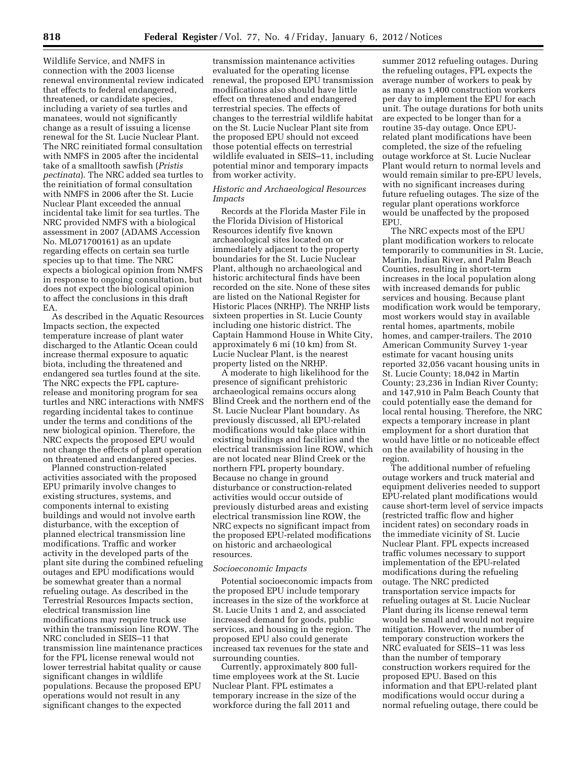Wildlife Service, and NMFS in connection with the 2003 license renewal environmental review indicated that effects to federal endangered, threatened, or candidate species, including a variety of sea turtles and manatees, would not significantly change as a result of issuing a license renewal for the St. Lucie Nuclear Plant. The NRC reinitiated formal consultation with NMFS in 2005 after the incidental take of a smalltooth sawfish (*Pristis pectinata*). The NRC added sea turtles to the reinitiation of formal consultation with NMFS in 2006 after the St. Lucie Nuclear Plant exceeded the annual incidental take limit for sea turtles. The NRC provided NMFS with a biological assessment in 2007 (ADAMS Accession No. ML071700161) as an update regarding effects on certain sea turtle species up to that time. The NRC expects a biological opinion from NMFS in response to ongoing consultation, but does not expect the biological opinion to affect the conclusions in this draft EA.

As described in the Aquatic Resources Impacts section, the expected temperature increase of plant water discharged to the Atlantic Ocean could increase thermal exposure to aquatic biota, including the threatened and endangered sea turtles found at the site. The NRC expects the FPL capture-release and monitoring program for sea turtles and NRC interactions with NMFS regarding incidental takes to continue under the terms and conditions of the new biological opinion. Therefore, the NRC expects the proposed EPU would not change the effects of plant operation on threatened and endangered species.

Planned construction-related activities associated with the proposed EPU primarily involve changes to existing structures, systems, and components internal to existing buildings and would not involve earth disturbance, with the exception of planned electrical transmission line modifications. Traffic and worker activity in the developed parts of the plant site during the combined refueling outages and EPU modifications would be somewhat greater than a normal refueling outage. As described in the Terrestrial Resources Impacts section, electrical transmission line modifications may require truck use within the transmission line ROW. The NRC concluded in SEIS–11 that transmission line maintenance practices for the FPL license renewal would not lower terrestrial habitat quality or cause significant changes in wildlife populations. Because the proposed EPU operations would not result in any significant changes to the expected transmission maintenance activities evaluated for the operating license renewal, the proposed EPU transmission modifications also should have little effect on threatened and endangered terrestrial species. The effects of changes to the terrestrial wildlife habitat on the St. Lucie Nuclear Plant site from the proposed EPU should not exceed those potential effects on terrestrial wildlife evaluated in SEIS–11, including potential minor and temporary impacts from worker activity.

*Historic and Archaeological Resources Impacts*

Records at the Florida Master File in the Florida Division of Historical Resources identify five known archaeological sites located on or immediately adjacent to the property boundaries for the St. Lucie Nuclear Plant, although no archaeological and historic architectural finds have been recorded on the site. None of these sites are listed on the National Register for Historic Places (NRHP). The NRHP lists sixteen properties in St. Lucie County including one historic district. The Captain Hammond House in White City, approximately 6 mi (10 km) from St. Lucie Nuclear Plant, is the nearest property listed on the NRHP.

A moderate to high likelihood for the presence of significant prehistoric archaeological remains occurs along Blind Creek and the northern end of the St. Lucie Nuclear Plant boundary. As previously discussed, all EPU-related modifications would take place within existing buildings and facilities and the electrical transmission line ROW, which are not located near Blind Creek or the northern FPL property boundary. Because no change in ground disturbance or construction-related activities would occur outside of previously disturbed areas and existing electrical transmission line ROW, the NRC expects no significant impact from the proposed EPU-related modifications on historic and archaeological resources.

*Socioeconomic Impacts*

Potential socioeconomic impacts from the proposed EPU include temporary increases in the size of the workforce at St. Lucie Units 1 and 2, and associated increased demand for goods, public services, and housing in the region. The proposed EPU also could generate increased tax revenues for the state and surrounding counties.

Currently, approximately 800 full-time employees work at the St. Lucie Nuclear Plant. FPL estimates a temporary increase in the size of the workforce during the fall 2011 and summer 2012 refueling outages. During the refueling outages, FPL expects the average number of workers to peak by as many as 1,400 construction workers per day to implement the EPU for each unit. The outage durations for both units are expected to be longer than for a routine 35-day outage. Once EPU-related plant modifications have been completed, the size of the refueling outage workforce at St. Lucie Nuclear Plant would return to normal levels and would remain similar to pre-EPU levels, with no significant increases during future refueling outages. The size of the regular plant operations workforce would be unaffected by the proposed EPU.

The NRC expects most of the EPU plant modification workers to relocate temporarily to communities in St. Lucie, Martin, Indian River, and Palm Beach Counties, resulting in short-term increases in the local population along with increased demands for public services and housing. Because plant modification work would be temporary, most workers would stay in available rental homes, apartments, mobile homes, and camper-trailers. The 2010 American Community Survey 1-year estimate for vacant housing units reported 32,056 vacant housing units in St. Lucie County; 18,042 in Martin County; 23,236 in Indian River County; and 147,910 in Palm Beach County that could potentially ease the demand for local rental housing. Therefore, the NRC expects a temporary increase in plant employment for a short duration that would have little or no noticeable effect on the availability of housing in the region.

The additional number of refueling outage workers and truck material and equipment deliveries needed to support EPU-related plant modifications would cause short-term level of service impacts (restricted traffic flow and higher incident rates) on secondary roads in the immediate vicinity of St. Lucie Nuclear Plant. FPL expects increased traffic volumes necessary to support implementation of the EPU-related modifications during the refueling outage. The NRC predicted transportation service impacts for refueling outages at St. Lucie Nuclear Plant during its license renewal term would be small and would not require mitigation. However, the number of temporary construction workers the NRC evaluated for SEIS–11 was less than the number of temporary construction workers required for the proposed EPU. Based on this information and that EPU-related plant modifications would occur during a normal refueling outage, there could be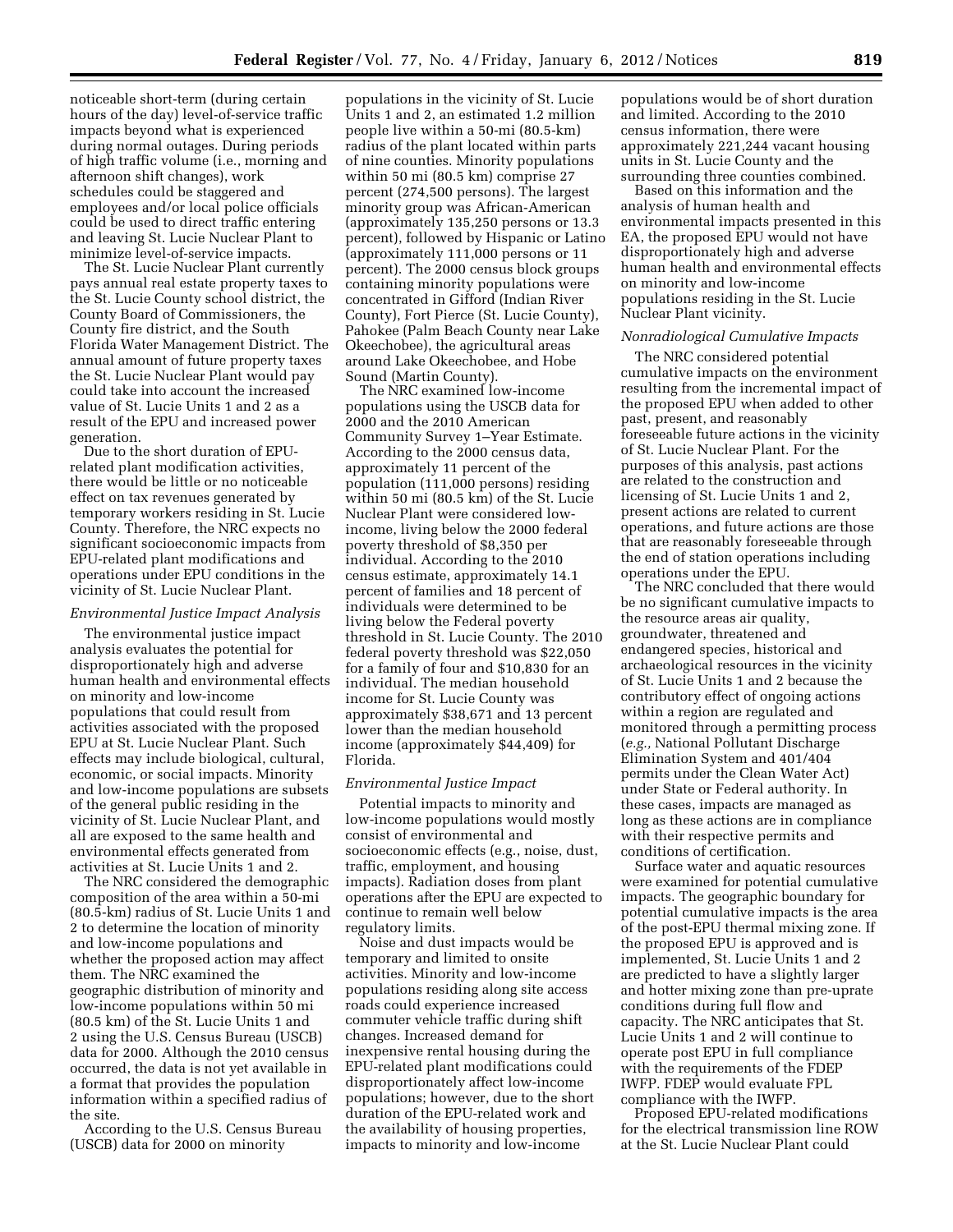noticeable short-term (during certain hours of the day) level-of-service traffic impacts beyond what is experienced during normal outages. During periods of high traffic volume (i.e., morning and afternoon shift changes), work schedules could be staggered and employees and/or local police officials could be used to direct traffic entering and leaving St. Lucie Nuclear Plant to minimize level-of-service impacts.

The St. Lucie Nuclear Plant currently pays annual real estate property taxes to the St. Lucie County school district, the County Board of Commissioners, the County fire district, and the South Florida Water Management District. The annual amount of future property taxes the St. Lucie Nuclear Plant would pay could take into account the increased value of St. Lucie Units 1 and 2 as a result of the EPU and increased power generation.

Due to the short duration of EPU-related plant modification activities, there would be little or no noticeable effect on tax revenues generated by temporary workers residing in St. Lucie County. Therefore, the NRC expects no significant socioeconomic impacts from EPU-related plant modifications and operations under EPU conditions in the vicinity of St. Lucie Nuclear Plant.

*Environmental Justice Impact Analysis*

The environmental justice impact analysis evaluates the potential for disproportionately high and adverse human health and environmental effects on minority and low-income populations that could result from activities associated with the proposed EPU at St. Lucie Nuclear Plant. Such effects may include biological, cultural, economic, or social impacts. Minority and low-income populations are subsets of the general public residing in the vicinity of St. Lucie Nuclear Plant, and all are exposed to the same health and environmental effects generated from activities at St. Lucie Units 1 and 2.

The NRC considered the demographic composition of the area within a 50-mi (80.5-km) radius of St. Lucie Units 1 and 2 to determine the location of minority and low-income populations and whether the proposed action may affect them. The NRC examined the geographic distribution of minority and low-income populations within 50 mi (80.5 km) of the St. Lucie Units 1 and 2 using the U.S. Census Bureau (USCB) data for 2000. Although the 2010 census occurred, the data is not yet available in a format that provides the population information within a specified radius of the site.

According to the U.S. Census Bureau (USCB) data for 2000 on minority populations in the vicinity of St. Lucie Units 1 and 2, an estimated 1.2 million people live within a 50-mi (80.5-km) radius of the plant located within parts of nine counties. Minority populations within 50 mi (80.5 km) comprise 27 percent (274,500 persons). The largest minority group was African-American (approximately 135,250 persons or 13.3 percent), followed by Hispanic or Latino (approximately 111,000 persons or 11 percent). The 2000 census block groups containing minority populations were concentrated in Gifford (Indian River County), Fort Pierce (St. Lucie County), Pahokee (Palm Beach County near Lake Okeechobee), the agricultural areas around Lake Okeechobee, and Hobe Sound (Martin County).

The NRC examined low-income populations using the USCB data for 2000 and the 2010 American Community Survey 1–Year Estimate. According to the 2000 census data, approximately 11 percent of the population (111,000 persons) residing within 50 mi (80.5 km) of the St. Lucie Nuclear Plant were considered low-income, living below the 2000 federal poverty threshold of $8,350 per individual. According to the 2010 census estimate, approximately 14.1 percent of families and 18 percent of individuals were determined to be living below the Federal poverty threshold in St. Lucie County. The 2010 federal poverty threshold was $22,050 for a family of four and $10,830 for an individual. The median household income for St. Lucie County was approximately $38,671 and 13 percent lower than the median household income (approximately $44,409) for Florida.

*Environmental Justice Impact*

Potential impacts to minority and low-income populations would mostly consist of environmental and socioeconomic effects (e.g., noise, dust, traffic, employment, and housing impacts). Radiation doses from plant operations after the EPU are expected to continue to remain well below regulatory limits.

Noise and dust impacts would be temporary and limited to onsite activities. Minority and low-income populations residing along site access roads could experience increased commuter vehicle traffic during shift changes. Increased demand for inexpensive rental housing during the EPU-related plant modifications could disproportionately affect low-income populations; however, due to the short duration of the EPU-related work and the availability of housing properties, impacts to minority and low-income populations would be of short duration and limited. According to the 2010 census information, there were approximately 221,244 vacant housing units in St. Lucie County and the surrounding three counties combined.

Based on this information and the analysis of human health and environmental impacts presented in this EA, the proposed EPU would not have disproportionately high and adverse human health and environmental effects on minority and low-income populations residing in the St. Lucie Nuclear Plant vicinity.

*Nonradiological Cumulative Impacts*

The NRC considered potential cumulative impacts on the environment resulting from the incremental impact of the proposed EPU when added to other past, present, and reasonably foreseeable future actions in the vicinity of St. Lucie Nuclear Plant. For the purposes of this analysis, past actions are related to the construction and licensing of St. Lucie Units 1 and 2, present actions are related to current operations, and future actions are those that are reasonably foreseeable through the end of station operations including operations under the EPU.

The NRC concluded that there would be no significant cumulative impacts to the resource areas air quality, groundwater, threatened and endangered species, historical and archaeological resources in the vicinity of St. Lucie Units 1 and 2 because the contributory effect of ongoing actions within a region are regulated and monitored through a permitting process (*e.g.,* National Pollutant Discharge Elimination System and 401/404 permits under the Clean Water Act) under State or Federal authority. In these cases, impacts are managed as long as these actions are in compliance with their respective permits and conditions of certification.

Surface water and aquatic resources were examined for potential cumulative impacts. The geographic boundary for potential cumulative impacts is the area of the post-EPU thermal mixing zone. If the proposed EPU is approved and is implemented, St. Lucie Units 1 and 2 are predicted to have a slightly larger and hotter mixing zone than pre-uprate conditions during full flow and capacity. The NRC anticipates that St. Lucie Units 1 and 2 will continue to operate post EPU in full compliance with the requirements of the FDEP IWFP. FDEP would evaluate FPL compliance with the IWFP.

Proposed EPU-related modifications for the electrical transmission line ROW at the St. Lucie Nuclear Plant could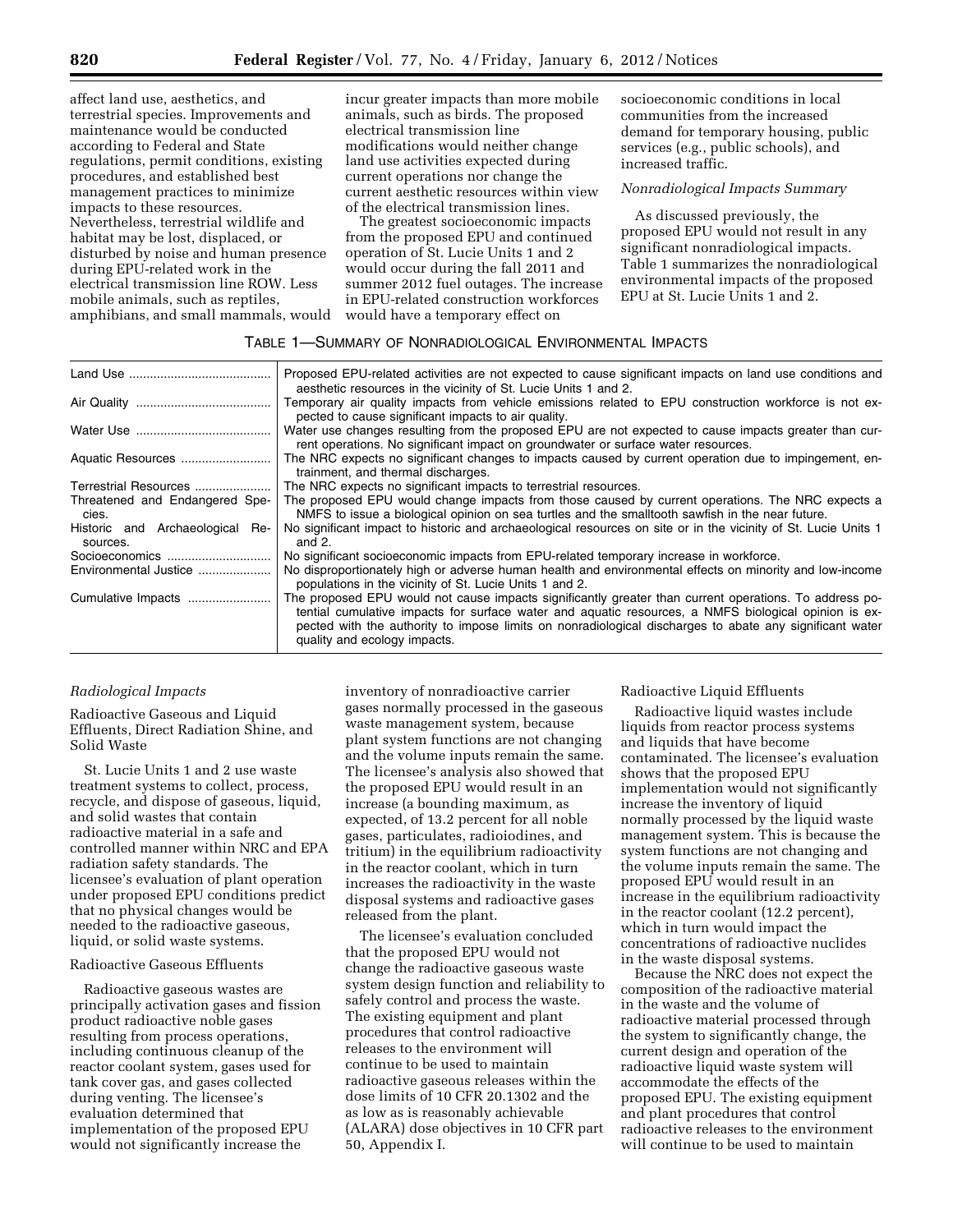affect land use, aesthetics, and terrestrial species. Improvements and maintenance would be conducted according to Federal and State regulations, permit conditions, existing procedures, and established best management practices to minimize impacts to these resources. Nevertheless, terrestrial wildlife and habitat may be lost, displaced, or disturbed by noise and human presence during EPU-related work in the electrical transmission line ROW. Less mobile animals, such as reptiles, amphibians, and small mammals, would incur greater impacts than more mobile animals, such as birds. The proposed electrical transmission line modifications would neither change land use activities expected during current operations nor change the current aesthetic resources within view of the electrical transmission lines.

The greatest socioeconomic impacts from the proposed EPU and continued operation of St. Lucie Units 1 and 2 would occur during the fall 2011 and summer 2012 fuel outages. The increase in EPU-related construction workforces would have a temporary effect on socioeconomic conditions in local communities from the increased demand for temporary housing, public services (e.g., public schools), and increased traffic.

*Nonradiological Impacts Summary*

As discussed previously, the proposed EPU would not result in any significant nonradiological impacts. Table 1 summarizes the nonradiological environmental impacts of the proposed EPU at St. Lucie Units 1 and 2.

TABLE 1—SUMMARY OF NONRADIOLOGICAL ENVIRONMENTAL IMPACTS

| | |
|---|---|
| Land Use | Proposed EPU-related activities are not expected to cause significant impacts on land use conditions and aesthetic resources in the vicinity of St. Lucie Units 1 and 2. |
| Air Quality | Temporary air quality impacts from vehicle emissions related to EPU construction workforce is not expected to cause significant impacts to air quality. |
| Water Use | Water use changes resulting from the proposed EPU are not expected to cause impacts greater than current operations. No significant impact on groundwater or surface water resources. |
| Aquatic Resources | The NRC expects no significant changes to impacts caused by current operation due to impingement, entrainment, and thermal discharges. |
| Terrestrial Resources | The NRC expects no significant impacts to terrestrial resources. |
| Threatened and Endangered Species. | The proposed EPU would change impacts from those caused by current operations. The NRC expects a NMFS to issue a biological opinion on sea turtles and the smalltooth sawfish in the near future. |
| Historic and Archaeological Resources. | No significant impact to historic and archaeological resources on site or in the vicinity of St. Lucie Units 1 and 2. |
| Socioeconomics | No significant socioeconomic impacts from EPU-related temporary increase in workforce. |
| Environmental Justice | No disproportionately high or adverse human health and environmental effects on minority and low-income populations in the vicinity of St. Lucie Units 1 and 2. |
| Cumulative Impacts | The proposed EPU would not cause impacts significantly greater than current operations. To address potential cumulative impacts for surface water and aquatic resources, a NMFS biological opinion is expected with the authority to impose limits on nonradiological discharges to abate any significant water quality and ecology impacts. |

*Radiological Impacts*

Radioactive Gaseous and Liquid Effluents, Direct Radiation Shine, and Solid Waste

St. Lucie Units 1 and 2 use waste treatment systems to collect, process, recycle, and dispose of gaseous, liquid, and solid wastes that contain radioactive material in a safe and controlled manner within NRC and EPA radiation safety standards. The licensee's evaluation of plant operation under proposed EPU conditions predict that no physical changes would be needed to the radioactive gaseous, liquid, or solid waste systems.

Radioactive Gaseous Effluents

Radioactive gaseous wastes are principally activation gases and fission product radioactive noble gases resulting from process operations, including continuous cleanup of the reactor coolant system, gases used for tank cover gas, and gases collected during venting. The licensee's evaluation determined that implementation of the proposed EPU would not significantly increase the inventory of nonradioactive carrier gases normally processed in the gaseous waste management system, because plant system functions are not changing and the volume inputs remain the same. The licensee's analysis also showed that the proposed EPU would result in an increase (a bounding maximum, as expected, of 13.2 percent for all noble gases, particulates, radioiodines, and tritium) in the equilibrium radioactivity in the reactor coolant, which in turn increases the radioactivity in the waste disposal systems and radioactive gases released from the plant.

The licensee's evaluation concluded that the proposed EPU would not change the radioactive gaseous waste system design function and reliability to safely control and process the waste. The existing equipment and plant procedures that control radioactive releases to the environment will continue to be used to maintain radioactive gaseous releases within the dose limits of 10 CFR 20.1302 and the as low as is reasonably achievable (ALARA) dose objectives in 10 CFR part 50, Appendix I.

Radioactive Liquid Effluents

Radioactive liquid wastes include liquids from reactor process systems and liquids that have become contaminated. The licensee's evaluation shows that the proposed EPU implementation would not significantly increase the inventory of liquid normally processed by the liquid waste management system. This is because the system functions are not changing and the volume inputs remain the same. The proposed EPU would result in an increase in the equilibrium radioactivity in the reactor coolant (12.2 percent), which in turn would impact the concentrations of radioactive nuclides in the waste disposal systems.

Because the NRC does not expect the composition of the radioactive material in the waste and the volume of radioactive material processed through the system to significantly change, the current design and operation of the radioactive liquid waste system will accommodate the effects of the proposed EPU. The existing equipment and plant procedures that control radioactive releases to the environment will continue to be used to maintain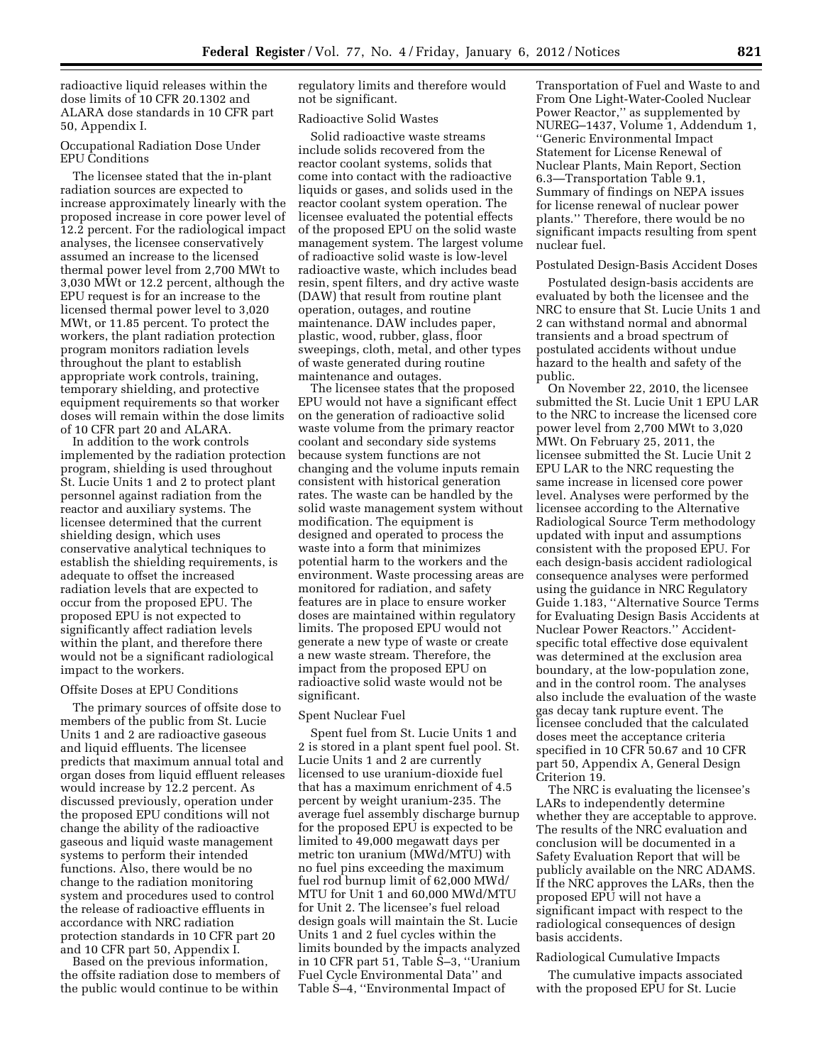radioactive liquid releases within the dose limits of 10 CFR 20.1302 and ALARA dose standards in 10 CFR part 50, Appendix I.

Occupational Radiation Dose Under EPU Conditions

The licensee stated that the in-plant radiation sources are expected to increase approximately linearly with the proposed increase in core power level of 12.2 percent. For the radiological impact analyses, the licensee conservatively assumed an increase to the licensed thermal power level from 2,700 MWt to 3,030 MWt or 12.2 percent, although the EPU request is for an increase to the licensed thermal power level to 3,020 MWt, or 11.85 percent. To protect the workers, the plant radiation protection program monitors radiation levels throughout the plant to establish appropriate work controls, training, temporary shielding, and protective equipment requirements so that worker doses will remain within the dose limits of 10 CFR part 20 and ALARA.

In addition to the work controls implemented by the radiation protection program, shielding is used throughout St. Lucie Units 1 and 2 to protect plant personnel against radiation from the reactor and auxiliary systems. The licensee determined that the current shielding design, which uses conservative analytical techniques to establish the shielding requirements, is adequate to offset the increased radiation levels that are expected to occur from the proposed EPU. The proposed EPU is not expected to significantly affect radiation levels within the plant, and therefore there would not be a significant radiological impact to the workers.

Offsite Doses at EPU Conditions

The primary sources of offsite dose to members of the public from St. Lucie Units 1 and 2 are radioactive gaseous and liquid effluents. The licensee predicts that maximum annual total and organ doses from liquid effluent releases would increase by 12.2 percent. As discussed previously, operation under the proposed EPU conditions will not change the ability of the radioactive gaseous and liquid waste management systems to perform their intended functions. Also, there would be no change to the radiation monitoring system and procedures used to control the release of radioactive effluents in accordance with NRC radiation protection standards in 10 CFR part 20 and 10 CFR part 50, Appendix I.

Based on the previous information, the offsite radiation dose to members of the public would continue to be within regulatory limits and therefore would not be significant.

Radioactive Solid Wastes

Solid radioactive waste streams include solids recovered from the reactor coolant systems, solids that come into contact with the radioactive liquids or gases, and solids used in the reactor coolant system operation. The licensee evaluated the potential effects of the proposed EPU on the solid waste management system. The largest volume of radioactive solid waste is low-level radioactive waste, which includes bead resin, spent filters, and dry active waste (DAW) that result from routine plant operation, outages, and routine maintenance. DAW includes paper, plastic, wood, rubber, glass, floor sweepings, cloth, metal, and other types of waste generated during routine maintenance and outages.

The licensee states that the proposed EPU would not have a significant effect on the generation of radioactive solid waste volume from the primary reactor coolant and secondary side systems because system functions are not changing and the volume inputs remain consistent with historical generation rates. The waste can be handled by the solid waste management system without modification. The equipment is designed and operated to process the waste into a form that minimizes potential harm to the workers and the environment. Waste processing areas are monitored for radiation, and safety features are in place to ensure worker doses are maintained within regulatory limits. The proposed EPU would not generate a new type of waste or create a new waste stream. Therefore, the impact from the proposed EPU on radioactive solid waste would not be significant.

Spent Nuclear Fuel

Spent fuel from St. Lucie Units 1 and 2 is stored in a plant spent fuel pool. St. Lucie Units 1 and 2 are currently licensed to use uranium-dioxide fuel that has a maximum enrichment of 4.5 percent by weight uranium-235. The average fuel assembly discharge burnup for the proposed EPU is expected to be limited to 49,000 megawatt days per metric ton uranium (MWd/MTU) with no fuel pins exceeding the maximum fuel rod burnup limit of 62,000 MWd/MTU for Unit 1 and 60,000 MWd/MTU for Unit 2. The licensee's fuel reload design goals will maintain the St. Lucie Units 1 and 2 fuel cycles within the limits bounded by the impacts analyzed in 10 CFR part 51, Table S–3, ''Uranium Fuel Cycle Environmental Data'' and Table S–4, ''Environmental Impact of Transportation of Fuel and Waste to and From One Light-Water-Cooled Nuclear Power Reactor,'' as supplemented by NUREG–1437, Volume 1, Addendum 1, ''Generic Environmental Impact Statement for License Renewal of Nuclear Plants, Main Report, Section 6.3—Transportation Table 9.1, Summary of findings on NEPA issues for license renewal of nuclear power plants.'' Therefore, there would be no significant impacts resulting from spent nuclear fuel.

Postulated Design-Basis Accident Doses

Postulated design-basis accidents are evaluated by both the licensee and the NRC to ensure that St. Lucie Units 1 and 2 can withstand normal and abnormal transients and a broad spectrum of postulated accidents without undue hazard to the health and safety of the public.

On November 22, 2010, the licensee submitted the St. Lucie Unit 1 EPU LAR to the NRC to increase the licensed core power level from 2,700 MWt to 3,020 MWt. On February 25, 2011, the licensee submitted the St. Lucie Unit 2 EPU LAR to the NRC requesting the same increase in licensed core power level. Analyses were performed by the licensee according to the Alternative Radiological Source Term methodology updated with input and assumptions consistent with the proposed EPU. For each design-basis accident radiological consequence analyses were performed using the guidance in NRC Regulatory Guide 1.183, ''Alternative Source Terms for Evaluating Design Basis Accidents at Nuclear Power Reactors.'' Accident-specific total effective dose equivalent was determined at the exclusion area boundary, at the low-population zone, and in the control room. The analyses also include the evaluation of the waste gas decay tank rupture event. The licensee concluded that the calculated doses meet the acceptance criteria specified in 10 CFR 50.67 and 10 CFR part 50, Appendix A, General Design Criterion 19.

The NRC is evaluating the licensee's LARs to independently determine whether they are acceptable to approve. The results of the NRC evaluation and conclusion will be documented in a Safety Evaluation Report that will be publicly available on the NRC ADAMS. If the NRC approves the LARs, then the proposed EPU will not have a significant impact with respect to the radiological consequences of design basis accidents.

Radiological Cumulative Impacts

The cumulative impacts associated with the proposed EPU for St. Lucie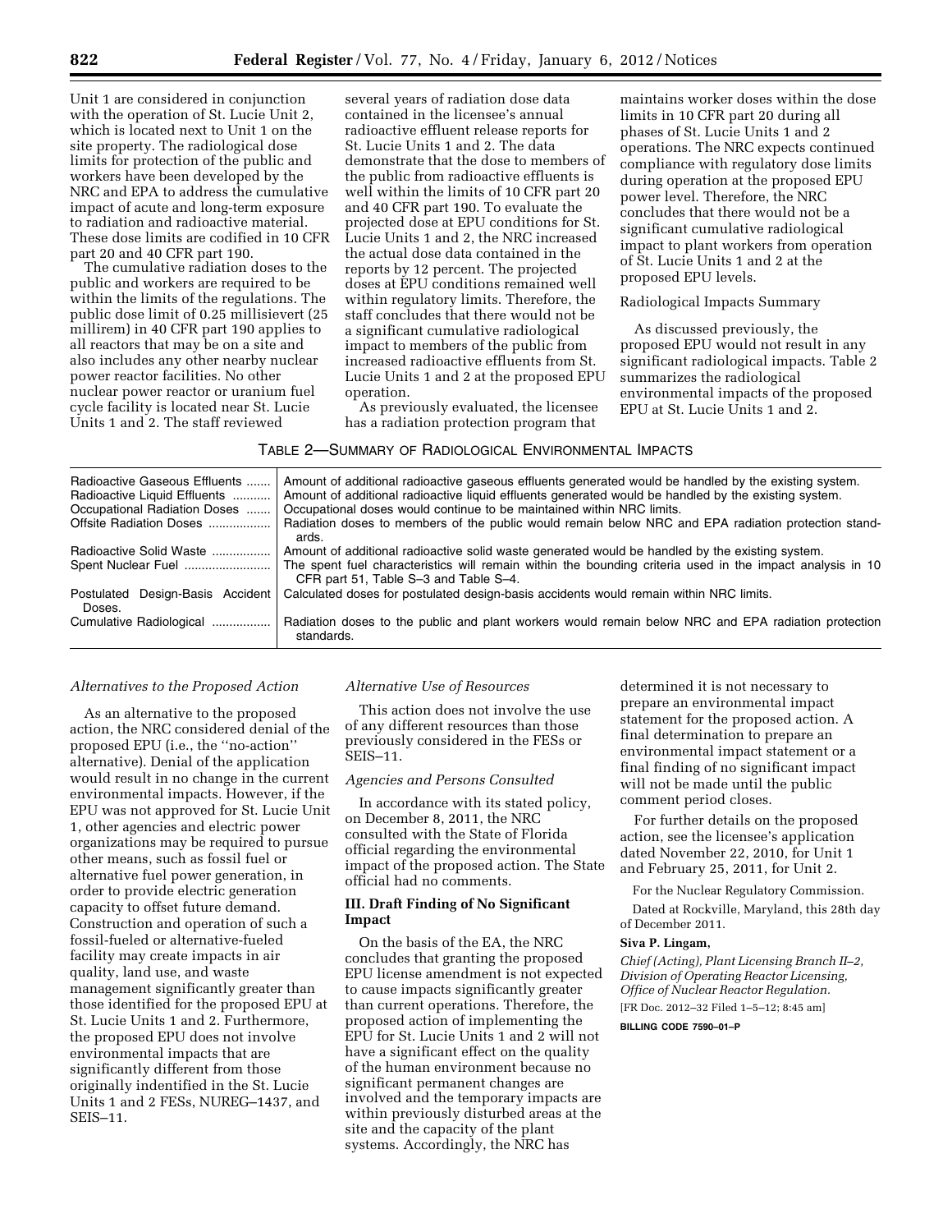Unit 1 are considered in conjunction with the operation of St. Lucie Unit 2, which is located next to Unit 1 on the site property. The radiological dose limits for protection of the public and workers have been developed by the NRC and EPA to address the cumulative impact of acute and long-term exposure to radiation and radioactive material. These dose limits are codified in 10 CFR part 20 and 40 CFR part 190.

The cumulative radiation doses to the public and workers are required to be within the limits of the regulations. The public dose limit of 0.25 millisievert (25 millirem) in 40 CFR part 190 applies to all reactors that may be on a site and also includes any other nearby nuclear power reactor facilities. No other nuclear power reactor or uranium fuel cycle facility is located near St. Lucie Units 1 and 2. The staff reviewed several years of radiation dose data contained in the licensee's annual radioactive effluent release reports for St. Lucie Units 1 and 2. The data demonstrate that the dose to members of the public from radioactive effluents is well within the limits of 10 CFR part 20 and 40 CFR part 190. To evaluate the projected dose at EPU conditions for St. Lucie Units 1 and 2, the NRC increased the actual dose data contained in the reports by 12 percent. The projected doses at EPU conditions remained well within regulatory limits. Therefore, the staff concludes that there would not be a significant cumulative radiological impact to members of the public from increased radioactive effluents from St. Lucie Units 1 and 2 at the proposed EPU operation.

As previously evaluated, the licensee has a radiation protection program that maintains worker doses within the dose limits in 10 CFR part 20 during all phases of St. Lucie Units 1 and 2 operations. The NRC expects continued compliance with regulatory dose limits during operation at the proposed EPU power level. Therefore, the NRC concludes that there would not be a significant cumulative radiological impact to plant workers from operation of St. Lucie Units 1 and 2 at the proposed EPU levels.

Radiological Impacts Summary

As discussed previously, the proposed EPU would not result in any significant radiological impacts. Table 2 summarizes the radiological environmental impacts of the proposed EPU at St. Lucie Units 1 and 2.

TABLE 2—SUMMARY OF RADIOLOGICAL ENVIRONMENTAL IMPACTS

| | |
|---|---|
| Radioactive Gaseous Effluents | Amount of additional radioactive gaseous effluents generated would be handled by the existing system. |
| Radioactive Liquid Effluents | Amount of additional radioactive liquid effluents generated would be handled by the existing system. |
| Occupational Radiation Doses | Occupational doses would continue to be maintained within NRC limits. |
| Offsite Radiation Doses | Radiation doses to members of the public would remain below NRC and EPA radiation protection standards. |
| Radioactive Solid Waste | Amount of additional radioactive solid waste generated would be handled by the existing system. |
| Spent Nuclear Fuel | The spent fuel characteristics will remain within the bounding criteria used in the impact analysis in 10 CFR part 51, Table S–3 and Table S–4. |
| Postulated Design-Basis Accident Doses. | Calculated doses for postulated design-basis accidents would remain within NRC limits. |
| Cumulative Radiological | Radiation doses to the public and plant workers would remain below NRC and EPA radiation protection standards. |

*Alternatives to the Proposed Action*

As an alternative to the proposed action, the NRC considered denial of the proposed EPU (i.e., the ''no-action'' alternative). Denial of the application would result in no change in the current environmental impacts. However, if the EPU was not approved for St. Lucie Unit 1, other agencies and electric power organizations may be required to pursue other means, such as fossil fuel or alternative fuel power generation, in order to provide electric generation capacity to offset future demand. Construction and operation of such a fossil-fueled or alternative-fueled facility may create impacts in air quality, land use, and waste management significantly greater than those identified for the proposed EPU at St. Lucie Units 1 and 2. Furthermore, the proposed EPU does not involve environmental impacts that are significantly different from those originally indentified in the St. Lucie Units 1 and 2 FESs, NUREG–1437, and SEIS–11.

*Alternative Use of Resources*

This action does not involve the use of any different resources than those previously considered in the FESs or SEIS–11.

*Agencies and Persons Consulted*

In accordance with its stated policy, on December 8, 2011, the NRC consulted with the State of Florida official regarding the environmental impact of the proposed action. The State official had no comments.

## III. Draft Finding of No Significant Impact

On the basis of the EA, the NRC concludes that granting the proposed EPU license amendment is not expected to cause impacts significantly greater than current operations. Therefore, the proposed action of implementing the EPU for St. Lucie Units 1 and 2 will not have a significant effect on the quality of the human environment because no significant permanent changes are involved and the temporary impacts are within previously disturbed areas at the site and the capacity of the plant systems. Accordingly, the NRC has determined it is not necessary to prepare an environmental impact statement for the proposed action. A final determination to prepare an environmental impact statement or a final finding of no significant impact will not be made until the public comment period closes.

For further details on the proposed action, see the licensee's application dated November 22, 2010, for Unit 1 and February 25, 2011, for Unit 2.

For the Nuclear Regulatory Commission.

Dated at Rockville, Maryland, this 28th day of December 2011.

**Siva P. Lingam,**

*Chief (Acting), Plant Licensing Branch II–2, Division of Operating Reactor Licensing, Office of Nuclear Reactor Regulation.*

[FR Doc. 2012–32 Filed 1–5–12; 8:45 am]

**BILLING CODE 7590–01–P**